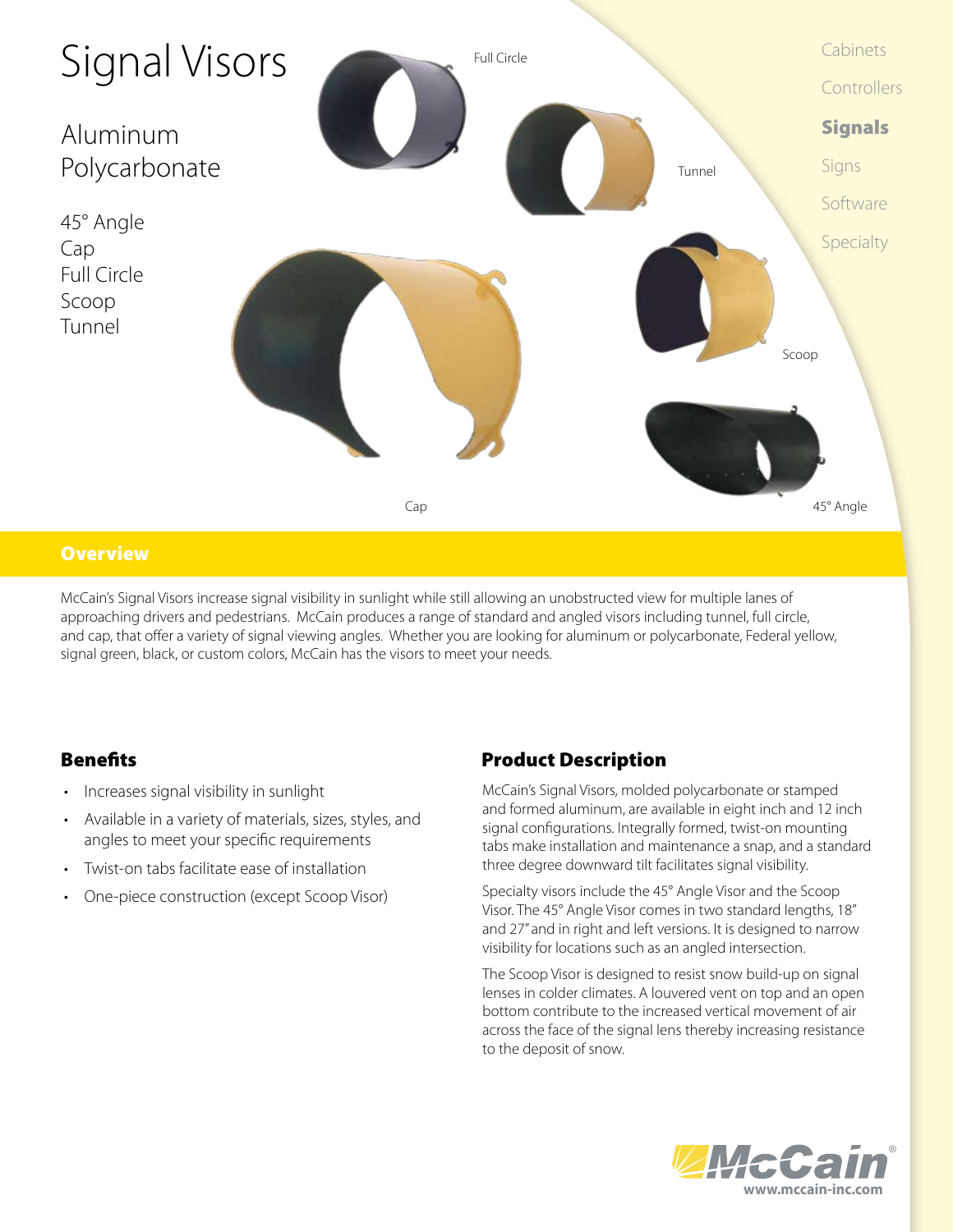# Signal Visors

## Aluminum
## Polycarbonate

45° Angle
Cap
Full Circle
Scoop
Tunnel

Full Circle

Tunnel

Scoop

Cap

45° Angle

Cabinets
Controllers
**Signals**
Signs
Software
Specialty

## Overview

McCain's Signal Visors increase signal visibility in sunlight while still allowing an unobstructed view for multiple lanes of approaching drivers and pedestrians. McCain produces a range of standard and angled visors including tunnel, full circle, and cap, that offer a variety of signal viewing angles. Whether you are looking for aluminum or polycarbonate, Federal yellow, signal green, black, or custom colors, McCain has the visors to meet your needs.

## Benefits

- Increases signal visibility in sunlight
- Available in a variety of materials, sizes, styles, and angles to meet your specific requirements
- Twist-on tabs facilitate ease of installation
- One-piece construction (except Scoop Visor)

## Product Description

McCain's Signal Visors, molded polycarbonate or stamped and formed aluminum, are available in eight inch and 12 inch signal configurations. Integrally formed, twist-on mounting tabs make installation and maintenance a snap, and a standard three degree downward tilt facilitates signal visibility.

Specialty visors include the 45° Angle Visor and the Scoop Visor. The 45° Angle Visor comes in two standard lengths, 18" and 27" and in right and left versions. It is designed to narrow visibility for locations such as an angled intersection.

The Scoop Visor is designed to resist snow build-up on signal lenses in colder climates. A louvered vent on top and an open bottom contribute to the increased vertical movement of air across the face of the signal lens thereby increasing resistance to the deposit of snow.

McCain®
www.mccain-inc.com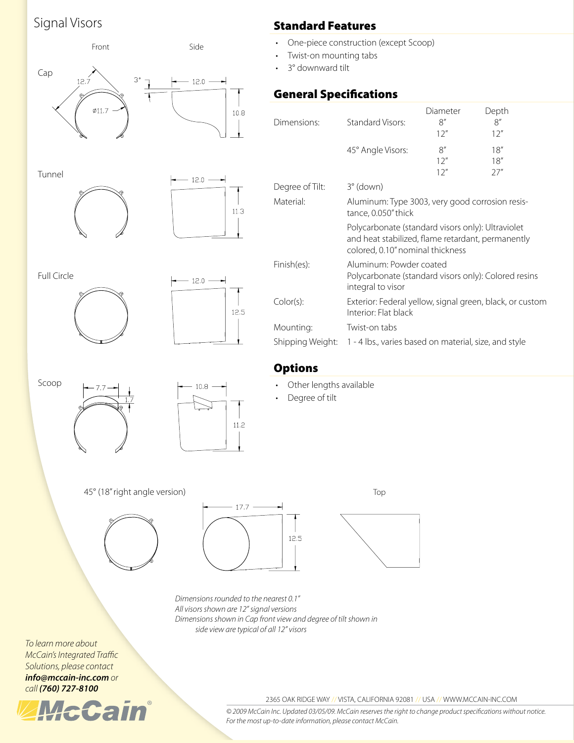# Signal Visors

Front

Side

Cap

12.7

ø11.7

3°

12.0

10.8

Tunnel

12.0

11.3

Full Circle

12.0

12.5

Scoop

7.7

1.7

10.8

11.2

45° (18" right angle version)

17.7

12.5

Top

*Dimensions rounded to the nearest 0.1"*
*All visors shown are 12" signal versions*
*Dimensions shown in Cap front view and degree of tilt shown in side view are typical of all 12" visors*

## Standard Features

- One-piece construction (except Scoop)
- Twist-on mounting tabs
- 3° downward tilt

## General Specifications

| | | | |
|---|---|---|---|
| | | Diameter | Depth |
| Dimensions: | Standard Visors: | 8" | 8" |
| | | 12" | 12" |
| | 45° Angle Visors: | 8" | 18" |
| | | 12" | 18" |
| | | 12" | 27" |
| Degree of Tilt: | 3° (down) | | |
| Material: | Aluminum: Type 3003, very good corrosion resistance, 0.050" thick | | |
| | Polycarbonate (standard visors only): Ultraviolet and heat stabilized, flame retardant, permanently colored, 0.10" nominal thickness | | |
| Finish(es): | Aluminum: Powder coated<br>Polycarbonate (standard visors only): Colored resins integral to visor | | |
| Color(s): | Exterior: Federal yellow, signal green, black, or custom<br>Interior: Flat black | | |
| Mounting: | Twist-on tabs | | |
| Shipping Weight: | 1 - 4 lbs., varies based on material, size, and style | | |

## Options

- Other lengths available
- Degree of tilt

*To learn more about McCain's Integrated Traffic Solutions, please contact* ***info@mccain-inc.com*** *or call* ***(760) 727-8100***

McCain®

2365 OAK RIDGE WAY // VISTA, CALIFORNIA 92081 // USA // WWW.MCCAIN-INC.COM

*© 2009 McCain Inc. Updated 03/05/09. McCain reserves the right to change product specifications without notice. For the most up-to-date information, please contact McCain.*